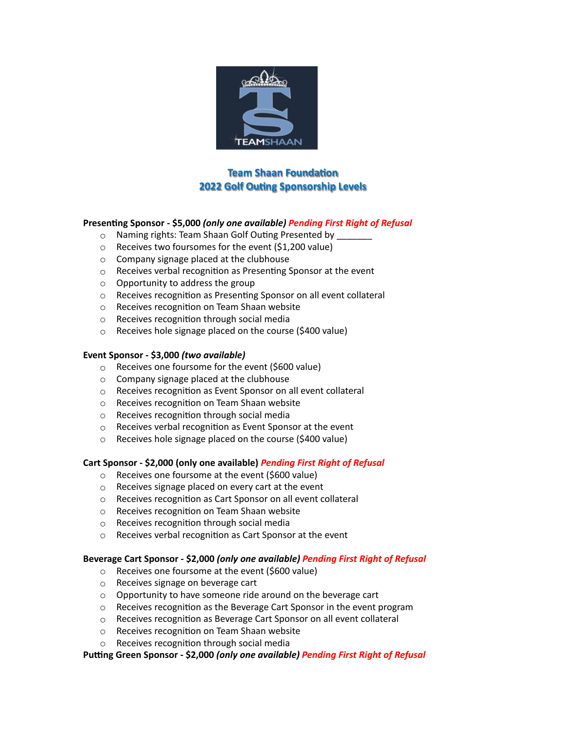# Team Shaan Foundation
## 2022 Golf Outing Sponsorship Levels

**Presenting Sponsor - $5,000** ***(only one available)*** ***Pending First Right of Refusal***

- Naming rights: Team Shaan Golf Outing Presented by _______
- Receives two foursomes for the event ($1,200 value)
- Company signage placed at the clubhouse
- Receives verbal recognition as Presenting Sponsor at the event
- Opportunity to address the group
- Receives recognition as Presenting Sponsor on all event collateral
- Receives recognition on Team Shaan website
- Receives recognition through social media
- Receives hole signage placed on the course ($400 value)

**Event Sponsor - $3,000** ***(two available)***

- Receives one foursome for the event ($600 value)
- Company signage placed at the clubhouse
- Receives recognition as Event Sponsor on all event collateral
- Receives recognition on Team Shaan website
- Receives recognition through social media
- Receives verbal recognition as Event Sponsor at the event
- Receives hole signage placed on the course ($400 value)

**Cart Sponsor - $2,000 (only one available)** ***Pending First Right of Refusal***

- Receives one foursome at the event ($600 value)
- Receives signage placed on every cart at the event
- Receives recognition as Cart Sponsor on all event collateral
- Receives recognition on Team Shaan website
- Receives recognition through social media
- Receives verbal recognition as Cart Sponsor at the event

**Beverage Cart Sponsor - $2,000** ***(only one available)*** ***Pending First Right of Refusal***

- Receives one foursome at the event ($600 value)
- Receives signage on beverage cart
- Opportunity to have someone ride around on the beverage cart
- Receives recognition as the Beverage Cart Sponsor in the event program
- Receives recognition as Beverage Cart Sponsor on all event collateral
- Receives recognition on Team Shaan website
- Receives recognition through social media

**Putting Green Sponsor - $2,000** ***(only one available)*** ***Pending First Right of Refusal***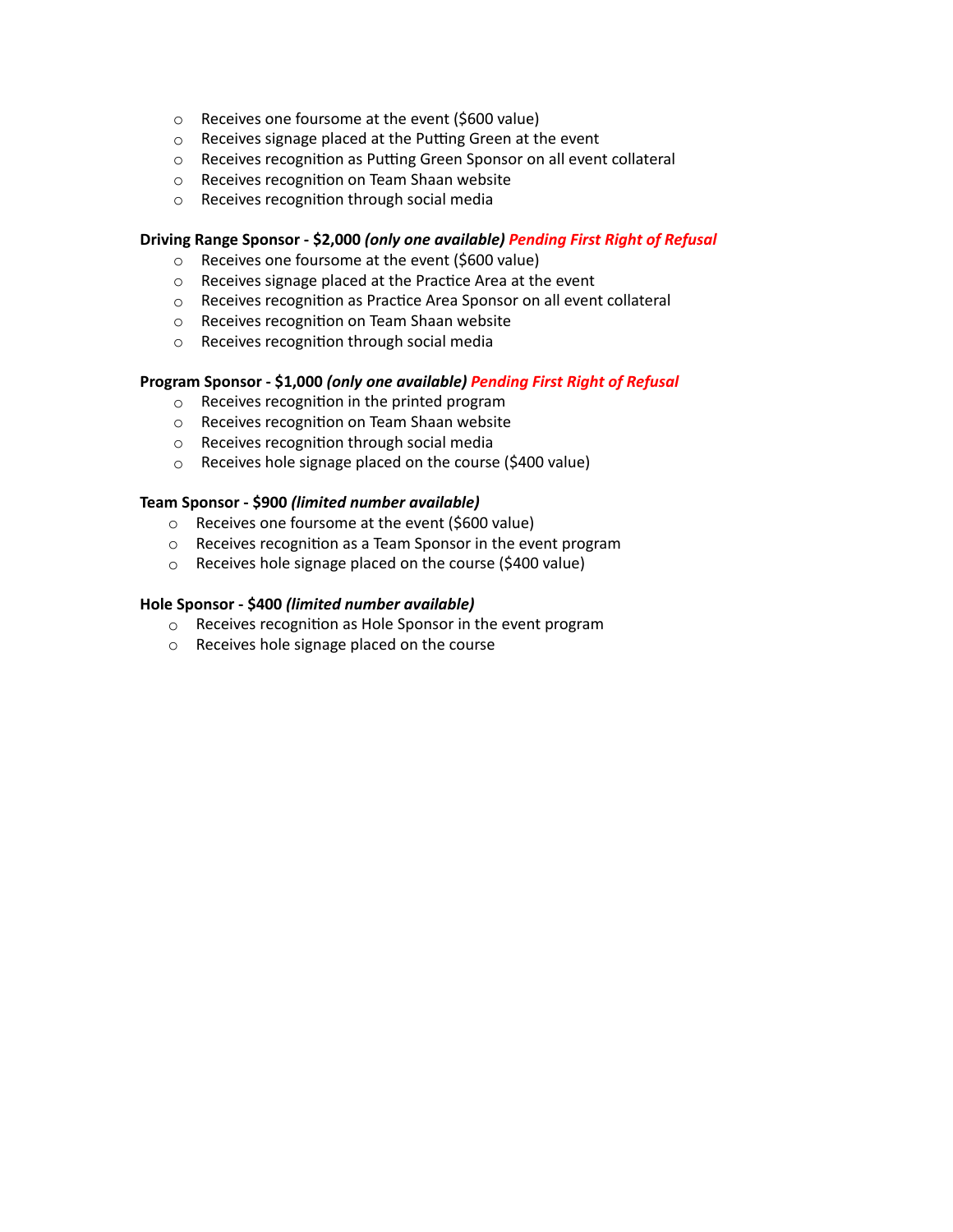- Receives one foursome at the event ($600 value)
- Receives signage placed at the Putting Green at the event
- Receives recognition as Putting Green Sponsor on all event collateral
- Receives recognition on Team Shaan website
- Receives recognition through social media

**Driving Range Sponsor - $2,000** ***(only one available)*** ***Pending First Right of Refusal***

- Receives one foursome at the event ($600 value)
- Receives signage placed at the Practice Area at the event
- Receives recognition as Practice Area Sponsor on all event collateral
- Receives recognition on Team Shaan website
- Receives recognition through social media

**Program Sponsor - $1,000** ***(only one available)*** ***Pending First Right of Refusal***

- Receives recognition in the printed program
- Receives recognition on Team Shaan website
- Receives recognition through social media
- Receives hole signage placed on the course ($400 value)

**Team Sponsor - $900** ***(limited number available)***

- Receives one foursome at the event ($600 value)
- Receives recognition as a Team Sponsor in the event program
- Receives hole signage placed on the course ($400 value)

**Hole Sponsor - $400** ***(limited number available)***

- Receives recognition as Hole Sponsor in the event program
- Receives hole signage placed on the course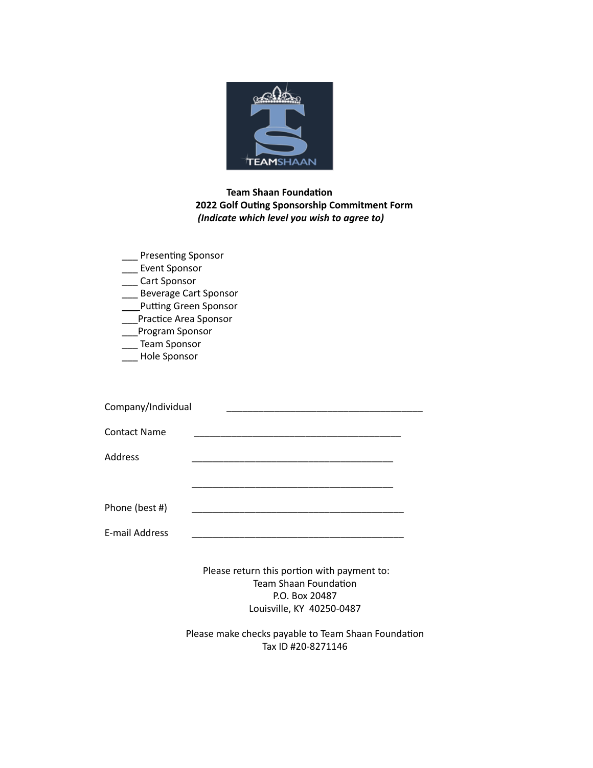**Team Shaan Foundation**
**2022 Golf Outing Sponsorship Commitment Form**
***(Indicate which level you wish to agree to)***

___ Presenting Sponsor
___ Event Sponsor
___ Cart Sponsor
___ Beverage Cart Sponsor
___ Putting Green Sponsor
___ Practice Area Sponsor
___ Program Sponsor
___ Team Sponsor
___ Hole Sponsor

Company/Individual ______________________________________

Contact Name ________________________________________

Address _______________________________________

_______________________________________

Phone (best #) _________________________________________

E-mail Address _________________________________________

Please return this portion with payment to:
Team Shaan Foundation
P.O. Box 20487
Louisville, KY 40250-0487

Please make checks payable to Team Shaan Foundation
Tax ID #20-8271146